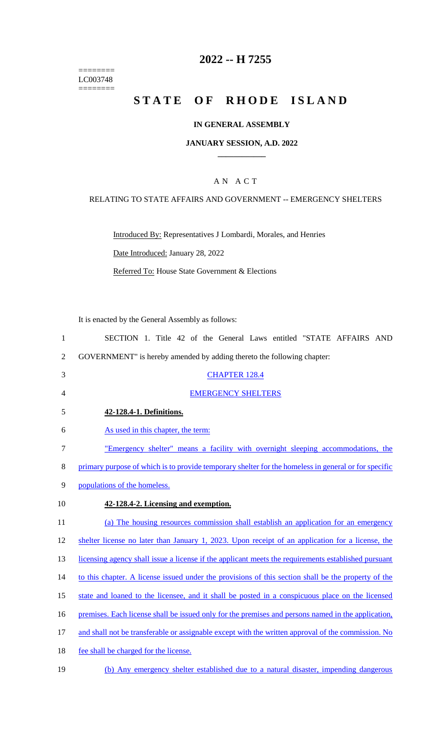========
LC003748
========

# 2022 -- H 7255

# STATE OF RHODE ISLAND

## IN GENERAL ASSEMBLY

### JANUARY SESSION, A.D. 2022

____________

### A N A C T

RELATING TO STATE AFFAIRS AND GOVERNMENT -- EMERGENCY SHELTERS

Introduced By: Representatives J Lombardi, Morales, and Henries

Date Introduced: January 28, 2022

Referred To: House State Government & Elections

It is enacted by the General Assembly as follows:

1 SECTION 1. Title 42 of the General Laws entitled "STATE AFFAIRS AND
2 GOVERNMENT" is hereby amended by adding thereto the following chapter:

3 CHAPTER 128.4

4 EMERGENCY SHELTERS

5 **42-128.4-1. Definitions.**

6 As used in this chapter, the term:

7 "Emergency shelter" means a facility with overnight sleeping accommodations, the
8 primary purpose of which is to provide temporary shelter for the homeless in general or for specific
9 populations of the homeless.

10 **42-128.4-2. Licensing and exemption.**

11 (a) The housing resources commission shall establish an application for an emergency
12 shelter license no later than January 1, 2023. Upon receipt of an application for a license, the
13 licensing agency shall issue a license if the applicant meets the requirements established pursuant
14 to this chapter. A license issued under the provisions of this section shall be the property of the
15 state and loaned to the licensee, and it shall be posted in a conspicuous place on the licensed
16 premises. Each license shall be issued only for the premises and persons named in the application,
17 and shall not be transferable or assignable except with the written approval of the commission. No
18 fee shall be charged for the license.

19 (b) Any emergency shelter established due to a natural disaster, impending dangerous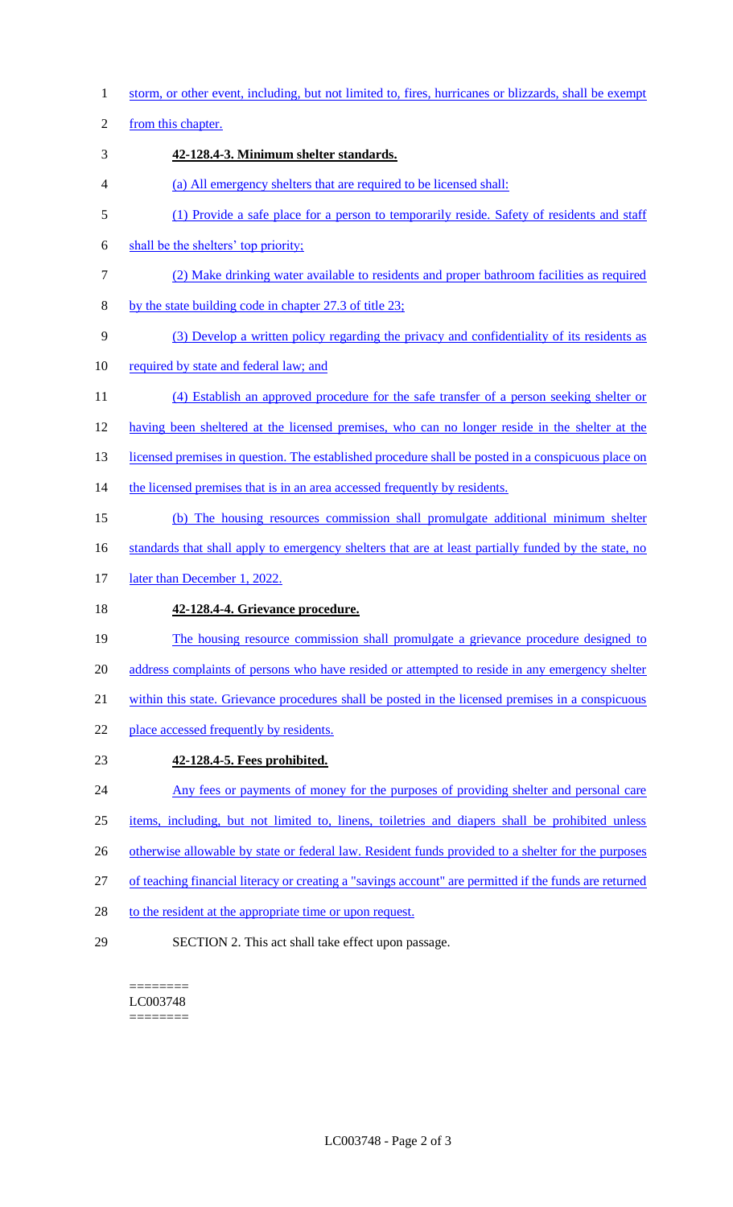storm, or other event, including, but not limited to, fires, hurricanes or blizzards, shall be exempt from this chapter.

**42-128.4-3. Minimum shelter standards.**

(a) All emergency shelters that are required to be licensed shall:

(1) Provide a safe place for a person to temporarily reside. Safety of residents and staff shall be the shelters' top priority;

(2) Make drinking water available to residents and proper bathroom facilities as required by the state building code in chapter 27.3 of title 23;

(3) Develop a written policy regarding the privacy and confidentiality of its residents as required by state and federal law; and

(4) Establish an approved procedure for the safe transfer of a person seeking shelter or having been sheltered at the licensed premises, who can no longer reside in the shelter at the licensed premises in question. The established procedure shall be posted in a conspicuous place on the licensed premises that is in an area accessed frequently by residents.

(b) The housing resources commission shall promulgate additional minimum shelter standards that shall apply to emergency shelters that are at least partially funded by the state, no later than December 1, 2022.

**42-128.4-4. Grievance procedure.**

The housing resource commission shall promulgate a grievance procedure designed to address complaints of persons who have resided or attempted to reside in any emergency shelter within this state. Grievance procedures shall be posted in the licensed premises in a conspicuous place accessed frequently by residents.

**42-128.4-5. Fees prohibited.**

Any fees or payments of money for the purposes of providing shelter and personal care items, including, but not limited to, linens, toiletries and diapers shall be prohibited unless otherwise allowable by state or federal law. Resident funds provided to a shelter for the purposes of teaching financial literacy or creating a "savings account" are permitted if the funds are returned to the resident at the appropriate time or upon request.

SECTION 2. This act shall take effect upon passage.

========
LC003748
========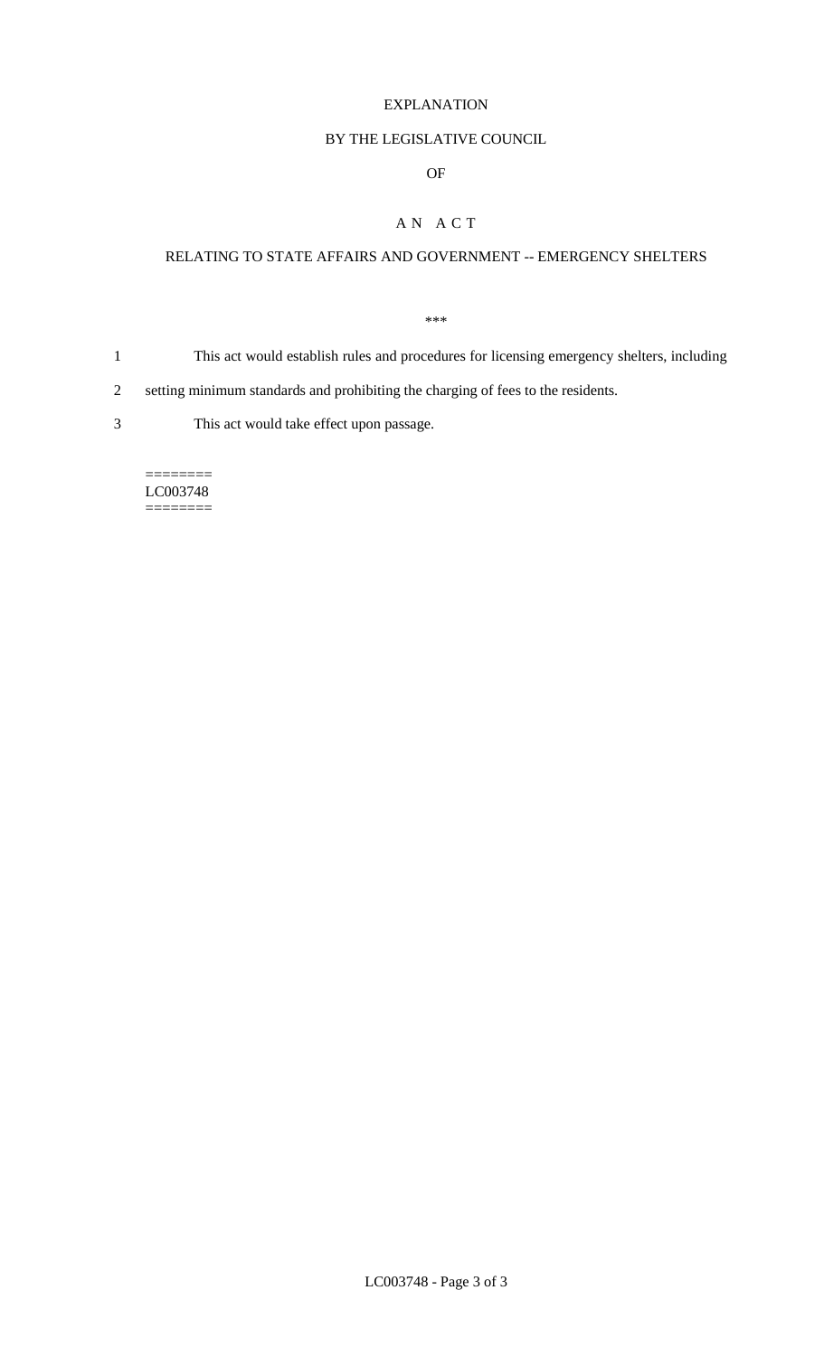EXPLANATION

BY THE LEGISLATIVE COUNCIL

OF

A N A C T

RELATING TO STATE AFFAIRS AND GOVERNMENT -- EMERGENCY SHELTERS

\*\*\*

1 This act would establish rules and procedures for licensing emergency shelters, including

2 setting minimum standards and prohibiting the charging of fees to the residents.

3 This act would take effect upon passage.

========
LC003748
========